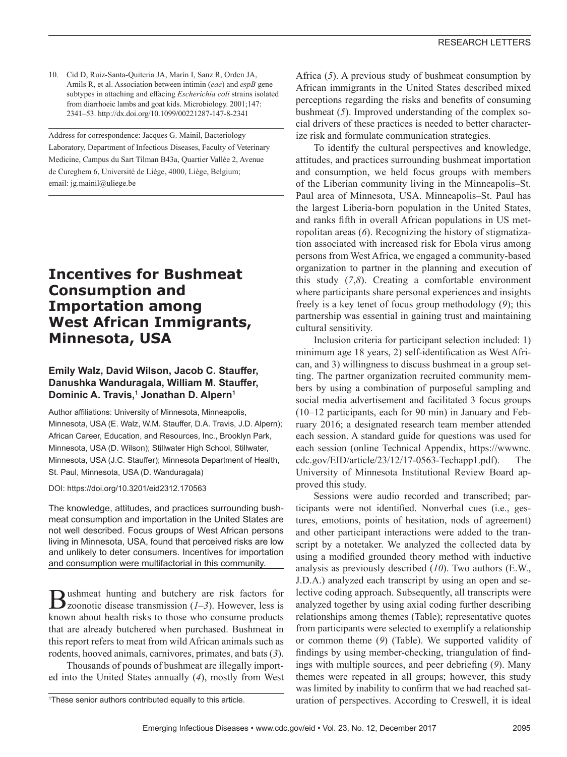10. Cid D, Ruiz-Santa-Quiteria JA, Marín I, Sanz R, Orden JA, Amils R, et al. Association between intimin (*eae*) and *espB* gene subtypes in attaching and effacing *Escherichia coli* strains isolated from diarrhoeic lambs and goat kids. Microbiology. 2001;147:2341–53. http://dx.doi.org/10.1099/00221287-147-8-2341

Address for correspondence: Jacques G. Mainil, Bacteriology Laboratory, Department of Infectious Diseases, Faculty of Veterinary Medicine, Campus du Sart Tilman B43a, Quartier Vallée 2, Avenue de Cureghem 6, Université de Liège, 4000, Liège, Belgium; email: jg.mainil@uliege.be

# Incentives for Bushmeat Consumption and Importation among West African Immigrants, Minnesota, USA

**Emily Walz, David Wilson, Jacob C. Stauffer, Danushka Wanduragala, William M. Stauffer, Dominic A. Travis,[1] Jonathan D. Alpern[1]**

Author affiliations: University of Minnesota, Minneapolis, Minnesota, USA (E. Walz, W.M. Stauffer, D.A. Travis, J.D. Alpern); African Career, Education, and Resources, Inc., Brooklyn Park, Minnesota, USA (D. Wilson); Stillwater High School, Stillwater, Minnesota, USA (J.C. Stauffer); Minnesota Department of Health, St. Paul, Minnesota, USA (D. Wanduragala)

DOI: https://doi.org/10.3201/eid2312.170563

The knowledge, attitudes, and practices surrounding bushmeat consumption and importation in the United States are not well described. Focus groups of West African persons living in Minnesota, USA, found that perceived risks are low and unlikely to deter consumers. Incentives for importation and consumption were multifactorial in this community.

Bushmeat hunting and butchery are risk factors for zoonotic disease transmission (*1*–*3*). However, less is known about health risks to those who consume products that are already butchered when purchased. Bushmeat in this report refers to meat from wild African animals such as rodents, hooved animals, carnivores, primates, and bats (*3*).

Thousands of pounds of bushmeat are illegally imported into the United States annually (*4*), mostly from West Africa (*5*). A previous study of bushmeat consumption by African immigrants in the United States described mixed perceptions regarding the risks and benefits of consuming bushmeat (*5*). Improved understanding of the complex social drivers of these practices is needed to better characterize risk and formulate communication strategies.

To identify the cultural perspectives and knowledge, attitudes, and practices surrounding bushmeat importation and consumption, we held focus groups with members of the Liberian community living in the Minneapolis–St. Paul area of Minnesota, USA. Minneapolis–St. Paul has the largest Liberia-born population in the United States, and ranks fifth in overall African populations in US metropolitan areas (*6*). Recognizing the history of stigmatization associated with increased risk for Ebola virus among persons from West Africa, we engaged a community-based organization to partner in the planning and execution of this study (*7*,*8*). Creating a comfortable environment where participants share personal experiences and insights freely is a key tenet of focus group methodology (*9*); this partnership was essential in gaining trust and maintaining cultural sensitivity.

Inclusion criteria for participant selection included: 1) minimum age 18 years, 2) self-identification as West African, and 3) willingness to discuss bushmeat in a group setting. The partner organization recruited community members by using a combination of purposeful sampling and social media advertisement and facilitated 3 focus groups (10–12 participants, each for 90 min) in January and February 2016; a designated research team member attended each session. A standard guide for questions was used for each session (online Technical Appendix, https://wwwnc.cdc.gov/EID/article/23/12/17-0563-Techapp1.pdf). The University of Minnesota Institutional Review Board approved this study.

Sessions were audio recorded and transcribed; participants were not identified. Nonverbal cues (i.e., gestures, emotions, points of hesitation, nods of agreement) and other participant interactions were added to the transcript by a notetaker. We analyzed the collected data by using a modified grounded theory method with inductive analysis as previously described (*10*). Two authors (E.W., J.D.A.) analyzed each transcript by using an open and selective coding approach. Subsequently, all transcripts were analyzed together by using axial coding further describing relationships among themes (Table); representative quotes from participants were selected to exemplify a relationship or common theme (*9*) (Table). We supported validity of findings by using member-checking, triangulation of findings with multiple sources, and peer debriefing (*9*). Many themes were repeated in all groups; however, this study was limited by inability to confirm that we had reached saturation of perspectives. According to Creswell, it is ideal

[1]These senior authors contributed equally to this article.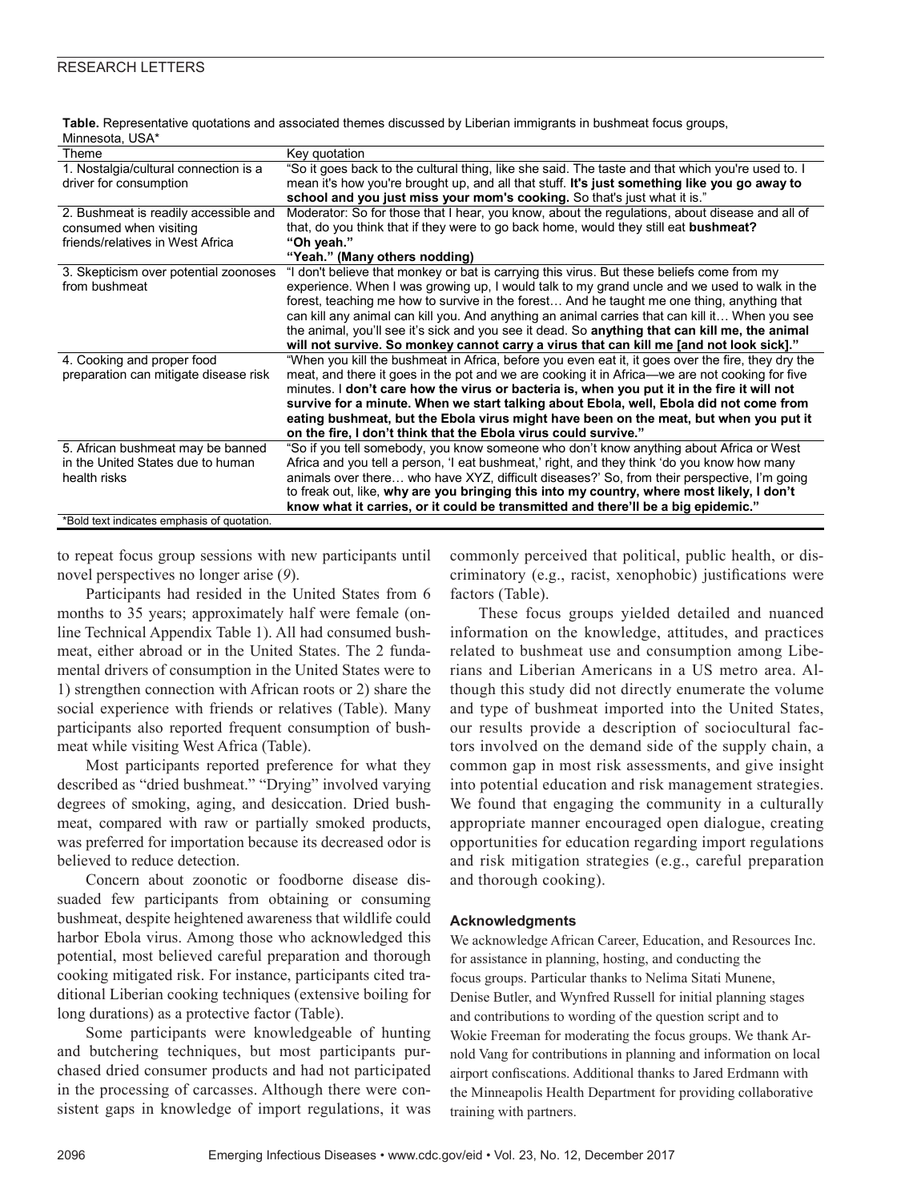**Table.** Representative quotations and associated themes discussed by Liberian immigrants in bushmeat focus groups, Minnesota, USA*

| Theme | Key quotation |
|---|---|
| 1. Nostalgia/cultural connection is a driver for consumption | "So it goes back to the cultural thing, like she said. The taste and that which you're used to. I mean it's how you're brought up, and all that stuff. **It's just something like you go away to school and you just miss your mom's cooking.** So that's just what it is." |
| 2. Bushmeat is readily accessible and consumed when visiting friends/relatives in West Africa | Moderator: So for those that I hear, you know, about the regulations, about disease and all of that, do you think that if they were to go back home, would they still eat **bushmeat?** **"Oh yeah."** **"Yeah." (Many others nodding)** |
| 3. Skepticism over potential zoonoses from bushmeat | "I don't believe that monkey or bat is carrying this virus. But these beliefs come from my experience. When I was growing up, I would talk to my grand uncle and we used to walk in the forest, teaching me how to survive in the forest… And he taught me one thing, anything that can kill any animal can kill you. And anything an animal caries that can kill it… When you see the animal, you'll see it's sick and you see it dead. So **anything that can kill me, the animal will not survive. So monkey cannot carry a virus that can kill me [and not look sick]."** |
| 4. Cooking and proper food preparation can mitigate disease risk | "When you kill the bushmeat in Africa, before you even eat it, it goes over the fire, they dry the meat, and there it goes in the pot and we are cooking it in Africa—we are not cooking for five minutes. I **don't care how the virus or bacteria is, when you put it in the fire it will not survive for a minute. When we start talking about Ebola, well, Ebola did not come from eating bushmeat, but the Ebola virus might have been on the meat, but when you put it on the fire, I don't think that the Ebola virus could survive."** |
| 5. African bushmeat may be banned in the United States due to human health risks | "So if you tell somebody, you know someone who don't know anything about Africa or West Africa and you tell a person, 'I eat bushmeat,' right, and they think 'do you know how many animals over there… who have XYZ, difficult diseases?' So, from their perspective, I'm going to freak out, like, **why are you bringing this into my country, where most likely, I don't know what it carries, or it could be transmitted and there'll be a big epidemic."** |

*Bold text indicates emphasis of quotation.

to repeat focus group sessions with new participants until novel perspectives no longer arise (*9*).

Participants had resided in the United States from 6 months to 35 years; approximately half were female (online Technical Appendix Table 1). All had consumed bushmeat, either abroad or in the United States. The 2 fundamental drivers of consumption in the United States were to 1) strengthen connection with African roots or 2) share the social experience with friends or relatives (Table). Many participants also reported frequent consumption of bushmeat while visiting West Africa (Table).

Most participants reported preference for what they described as "dried bushmeat." "Drying" involved varying degrees of smoking, aging, and desiccation. Dried bushmeat, compared with raw or partially smoked products, was preferred for importation because its decreased odor is believed to reduce detection.

Concern about zoonotic or foodborne disease dissuaded few participants from obtaining or consuming bushmeat, despite heightened awareness that wildlife could harbor Ebola virus. Among those who acknowledged this potential, most believed careful preparation and thorough cooking mitigated risk. For instance, participants cited traditional Liberian cooking techniques (extensive boiling for long durations) as a protective factor (Table).

Some participants were knowledgeable of hunting and butchering techniques, but most participants purchased dried consumer products and had not participated in the processing of carcasses. Although there were consistent gaps in knowledge of import regulations, it was commonly perceived that political, public health, or discriminatory (e.g., racist, xenophobic) justifications were factors (Table).

These focus groups yielded detailed and nuanced information on the knowledge, attitudes, and practices related to bushmeat use and consumption among Liberians and Liberian Americans in a US metro area. Although this study did not directly enumerate the volume and type of bushmeat imported into the United States, our results provide a description of sociocultural factors involved on the demand side of the supply chain, a common gap in most risk assessments, and give insight into potential education and risk management strategies. We found that engaging the community in a culturally appropriate manner encouraged open dialogue, creating opportunities for education regarding import regulations and risk mitigation strategies (e.g., careful preparation and thorough cooking).

### Acknowledgments

We acknowledge African Career, Education, and Resources Inc. for assistance in planning, hosting, and conducting the focus groups. Particular thanks to Nelima Sitati Munene, Denise Butler, and Wynfred Russell for initial planning stages and contributions to wording of the question script and to Wokie Freeman for moderating the focus groups. We thank Arnold Vang for contributions in planning and information on local airport confiscations. Additional thanks to Jared Erdmann with the Minneapolis Health Department for providing collaborative training with partners.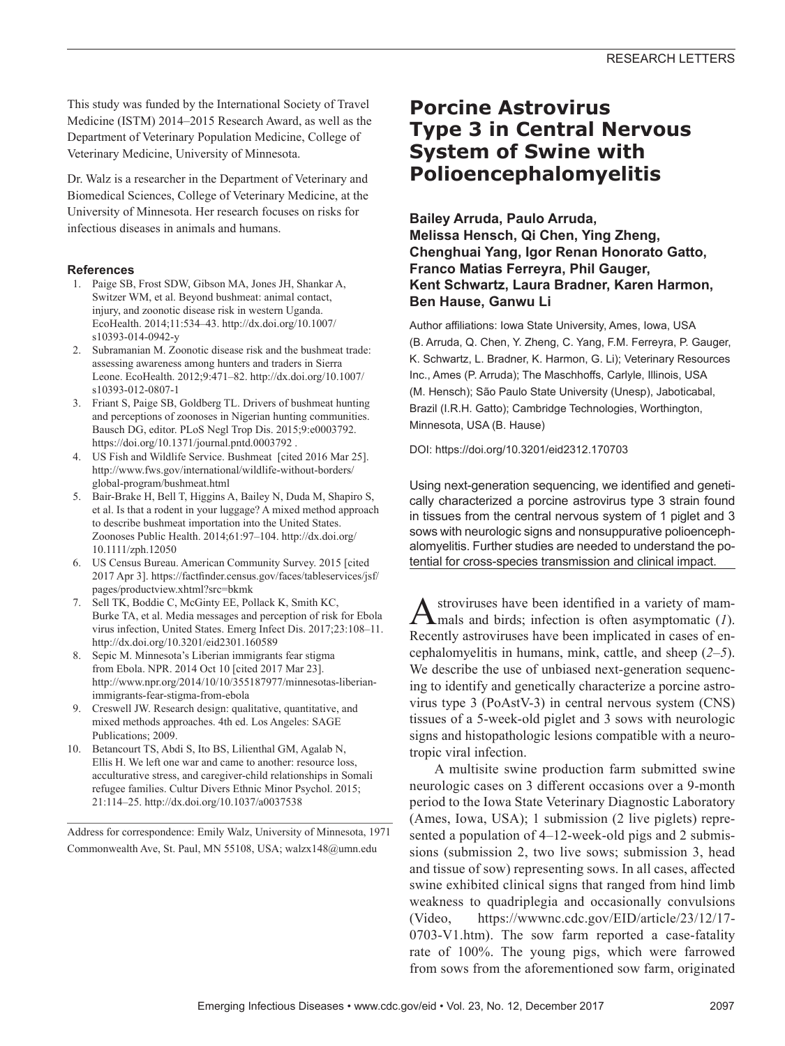This study was funded by the International Society of Travel Medicine (ISTM) 2014–2015 Research Award, as well as the Department of Veterinary Population Medicine, College of Veterinary Medicine, University of Minnesota.

Dr. Walz is a researcher in the Department of Veterinary and Biomedical Sciences, College of Veterinary Medicine, at the University of Minnesota. Her research focuses on risks for infectious diseases in animals and humans.

#### References

1. Paige SB, Frost SDW, Gibson MA, Jones JH, Shankar A, Switzer WM, et al. Beyond bushmeat: animal contact, injury, and zoonotic disease risk in western Uganda. EcoHealth. 2014;11:534–43. http://dx.doi.org/10.1007/s10393-014-0942-y
2. Subramanian M. Zoonotic disease risk and the bushmeat trade: assessing awareness among hunters and traders in Sierra Leone. EcoHealth. 2012;9:471–82. http://dx.doi.org/10.1007/s10393-012-0807-1
3. Friant S, Paige SB, Goldberg TL. Drivers of bushmeat hunting and perceptions of zoonoses in Nigerian hunting communities. Bausch DG, editor. PLoS Negl Trop Dis. 2015;9:e0003792. https://doi.org/10.1371/journal.pntd.0003792 .
4. US Fish and Wildlife Service. Bushmeat [cited 2016 Mar 25]. http://www.fws.gov/international/wildlife-without-borders/global-program/bushmeat.html
5. Bair-Brake H, Bell T, Higgins A, Bailey N, Duda M, Shapiro S, et al. Is that a rodent in your luggage? A mixed method approach to describe bushmeat importation into the United States. Zoonoses Public Health. 2014;61:97–104. http://dx.doi.org/10.1111/zph.12050
6. US Census Bureau. American Community Survey. 2015 [cited 2017 Apr 3]. https://factfinder.census.gov/faces/tableservices/jsf/pages/productview.xhtml?src=bkmk
7. Sell TK, Boddie C, McGinty EE, Pollack K, Smith KC, Burke TA, et al. Media messages and perception of risk for Ebola virus infection, United States. Emerg Infect Dis. 2017;23:108–11. http://dx.doi.org/10.3201/eid2301.160589
8. Sepic M. Minnesota's Liberian immigrants fear stigma from Ebola. NPR. 2014 Oct 10 [cited 2017 Mar 23]. http://www.npr.org/2014/10/10/355187977/minnesotas-liberian-immigrants-fear-stigma-from-ebola
9. Creswell JW. Research design: qualitative, quantitative, and mixed methods approaches. 4th ed. Los Angeles: SAGE Publications; 2009.
10. Betancourt TS, Abdi S, Ito BS, Lilienthal GM, Agalab N, Ellis H. We left one war and came to another: resource loss, acculturative stress, and caregiver-child relationships in Somali refugee families. Cultur Divers Ethnic Minor Psychol. 2015;21:114–25. http://dx.doi.org/10.1037/a0037538

Address for correspondence: Emily Walz, University of Minnesota, 1971 Commonwealth Ave, St. Paul, MN 55108, USA; walzx148@umn.edu

# Porcine Astrovirus Type 3 in Central Nervous System of Swine with Polioencephalomyelitis

**Bailey Arruda, Paulo Arruda, Melissa Hensch, Qi Chen, Ying Zheng, Chenghuai Yang, Igor Renan Honorato Gatto, Franco Matias Ferreyra, Phil Gauger, Kent Schwartz, Laura Bradner, Karen Harmon, Ben Hause, Ganwu Li**

Author affiliations: Iowa State University, Ames, Iowa, USA (B. Arruda, Q. Chen, Y. Zheng, C. Yang, F.M. Ferreyra, P. Gauger, K. Schwartz, L. Bradner, K. Harmon, G. Li); Veterinary Resources Inc., Ames (P. Arruda); The Maschhoffs, Carlyle, Illinois, USA (M. Hensch); São Paulo State University (Unesp), Jaboticabal, Brazil (I.R.H. Gatto); Cambridge Technologies, Worthington, Minnesota, USA (B. Hause)

DOI: https://doi.org/10.3201/eid2312.170703

Using next-generation sequencing, we identified and genetically characterized a porcine astrovirus type 3 strain found in tissues from the central nervous system of 1 piglet and 3 sows with neurologic signs and nonsuppurative polioencephalomyelitis. Further studies are needed to understand the potential for cross-species transmission and clinical impact.

Astroviruses have been identified in a variety of mammals and birds; infection is often asymptomatic (*1*). Recently astroviruses have been implicated in cases of encephalomyelitis in humans, mink, cattle, and sheep (*2–5*). We describe the use of unbiased next-generation sequencing to identify and genetically characterize a porcine astrovirus type 3 (PoAstV-3) in central nervous system (CNS) tissues of a 5-week-old piglet and 3 sows with neurologic signs and histopathologic lesions compatible with a neurotropic viral infection.

A multisite swine production farm submitted swine neurologic cases on 3 different occasions over a 9-month period to the Iowa State Veterinary Diagnostic Laboratory (Ames, Iowa, USA); 1 submission (2 live piglets) represented a population of 4–12-week-old pigs and 2 submissions (submission 2, two live sows; submission 3, head and tissue of sow) representing sows. In all cases, affected swine exhibited clinical signs that ranged from hind limb weakness to quadriplegia and occasionally convulsions (Video, https://wwwnc.cdc.gov/EID/article/23/12/17-0703-V1.htm). The sow farm reported a case-fatality rate of 100%. The young pigs, which were farrowed from sows from the aforementioned sow farm, originated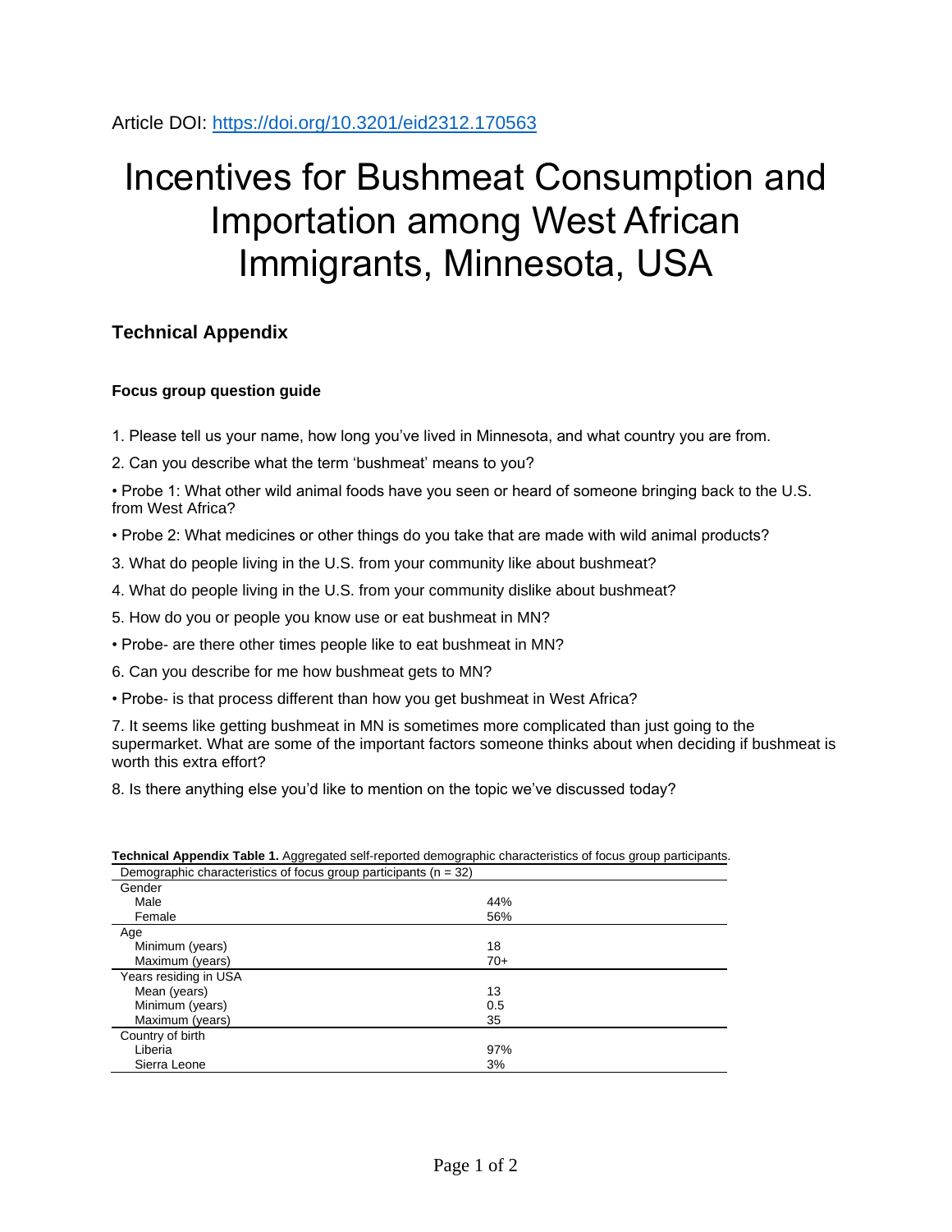Article DOI: https://doi.org/10.3201/eid2312.170563

# Incentives for Bushmeat Consumption and Importation among West African Immigrants, Minnesota, USA

## Technical Appendix

### Focus group question guide

1. Please tell us your name, how long you've lived in Minnesota, and what country you are from.

2. Can you describe what the term 'bushmeat' means to you?

• Probe 1: What other wild animal foods have you seen or heard of someone bringing back to the U.S. from West Africa?

• Probe 2: What medicines or other things do you take that are made with wild animal products?

3. What do people living in the U.S. from your community like about bushmeat?

4. What do people living in the U.S. from your community dislike about bushmeat?

5. How do you or people you know use or eat bushmeat in MN?

• Probe- are there other times people like to eat bushmeat in MN?

6. Can you describe for me how bushmeat gets to MN?

• Probe- is that process different than how you get bushmeat in West Africa?

7. It seems like getting bushmeat in MN is sometimes more complicated than just going to the supermarket. What are some of the important factors someone thinks about when deciding if bushmeat is worth this extra effort?

8. Is there anything else you'd like to mention on the topic we've discussed today?

**Technical Appendix Table 1.** Aggregated self-reported demographic characteristics of focus group participants.

| Demographic characteristics of focus group participants (n = 32) | |
|---|---|
| Gender | |
| Male | 44% |
| Female | 56% |
| Age | |
| Minimum (years) | 18 |
| Maximum (years) | 70+ |
| Years residing in USA | |
| Mean (years) | 13 |
| Minimum (years) | 0.5 |
| Maximum (years) | 35 |
| Country of birth | |
| Liberia | 97% |
| Sierra Leone | 3% |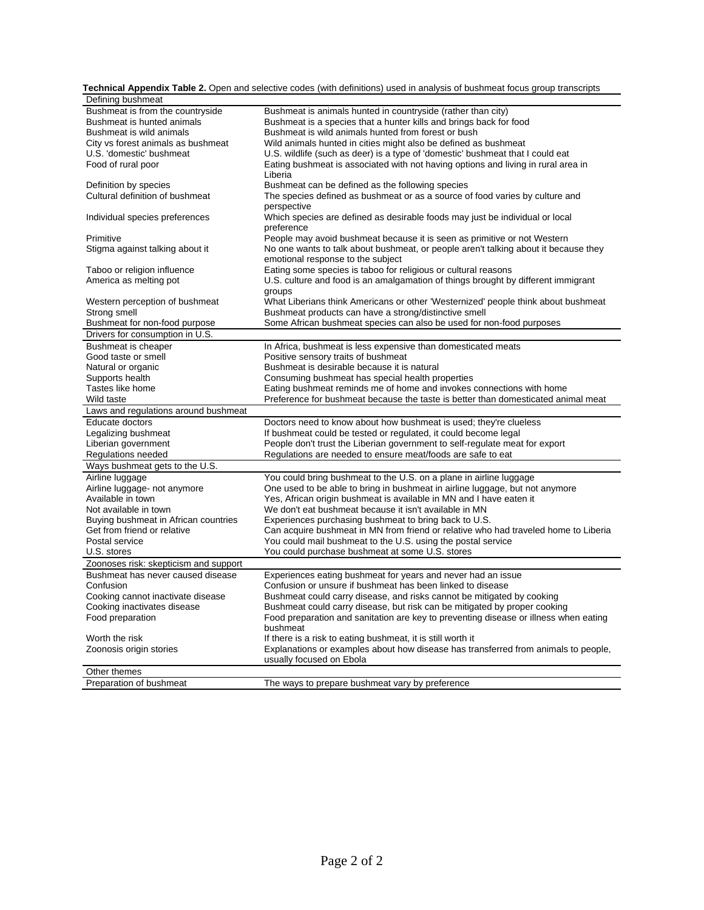**Technical Appendix Table 2.** Open and selective codes (with definitions) used in analysis of bushmeat focus group transcripts

| | |
|---|---|
| **Defining bushmeat** | |
| Bushmeat is from the countryside | Bushmeat is animals hunted in countryside (rather than city) |
| Bushmeat is hunted animals | Bushmeat is a species that a hunter kills and brings back for food |
| Bushmeat is wild animals | Bushmeat is wild animals hunted from forest or bush |
| City vs forest animals as bushmeat | Wild animals hunted in cities might also be defined as bushmeat |
| U.S. 'domestic' bushmeat | U.S. wildlife (such as deer) is a type of 'domestic' bushmeat that I could eat |
| Food of rural poor | Eating bushmeat is associated with not having options and living in rural area in Liberia |
| Definition by species | Bushmeat can be defined as the following species |
| Cultural definition of bushmeat | The species defined as bushmeat or as a source of food varies by culture and perspective |
| Individual species preferences | Which species are defined as desirable foods may just be individual or local preference |
| Primitive | People may avoid bushmeat because it is seen as primitive or not Western |
| Stigma against talking about it | No one wants to talk about bushmeat, or people aren't talking about it because they emotional response to the subject |
| Taboo or religion influence | Eating some species is taboo for religious or cultural reasons |
| America as melting pot | U.S. culture and food is an amalgamation of things brought by different immigrant groups |
| Western perception of bushmeat | What Liberians think Americans or other 'Westernized' people think about bushmeat |
| Strong smell | Bushmeat products can have a strong/distinctive smell |
| Bushmeat for non-food purpose | Some African bushmeat species can also be used for non-food purposes |
| **Drivers for consumption in U.S.** | |
| Bushmeat is cheaper | In Africa, bushmeat is less expensive than domesticated meats |
| Good taste or smell | Positive sensory traits of bushmeat |
| Natural or organic | Bushmeat is desirable because it is natural |
| Supports health | Consuming bushmeat has special health properties |
| Tastes like home | Eating bushmeat reminds me of home and invokes connections with home |
| Wild taste | Preference for bushmeat because the taste is better than domesticated animal meat |
| **Laws and regulations around bushmeat** | |
| Educate doctors | Doctors need to know about how bushmeat is used; they're clueless |
| Legalizing bushmeat | If bushmeat could be tested or regulated, it could become legal |
| Liberian government | People don't trust the Liberian government to self-regulate meat for export |
| Regulations needed | Regulations are needed to ensure meat/foods are safe to eat |
| **Ways bushmeat gets to the U.S.** | |
| Airline luggage | You could bring bushmeat to the U.S. on a plane in airline luggage |
| Airline luggage- not anymore | One used to be able to bring in bushmeat in airline luggage, but not anymore |
| Available in town | Yes, African origin bushmeat is available in MN and I have eaten it |
| Not available in town | We don't eat bushmeat because it isn't available in MN |
| Buying bushmeat in African countries | Experiences purchasing bushmeat to bring back to U.S. |
| Get from friend or relative | Can acquire bushmeat in MN from friend or relative who had traveled home to Liberia |
| Postal service | You could mail bushmeat to the U.S. using the postal service |
| U.S. stores | You could purchase bushmeat at some U.S. stores |
| **Zoonoses risk: skepticism and support** | |
| Bushmeat has never caused disease | Experiences eating bushmeat for years and never had an issue |
| Confusion | Confusion or unsure if bushmeat has been linked to disease |
| Cooking cannot inactivate disease | Bushmeat could carry disease, and risks cannot be mitigated by cooking |
| Cooking inactivates disease | Bushmeat could carry disease, but risk can be mitigated by proper cooking |
| Food preparation | Food preparation and sanitation are key to preventing disease or illness when eating bushmeat |
| Worth the risk | If there is a risk to eating bushmeat, it is still worth it |
| Zoonosis origin stories | Explanations or examples about how disease has transferred from animals to people, usually focused on Ebola |
| **Other themes** | |
| Preparation of bushmeat | The ways to prepare bushmeat vary by preference |